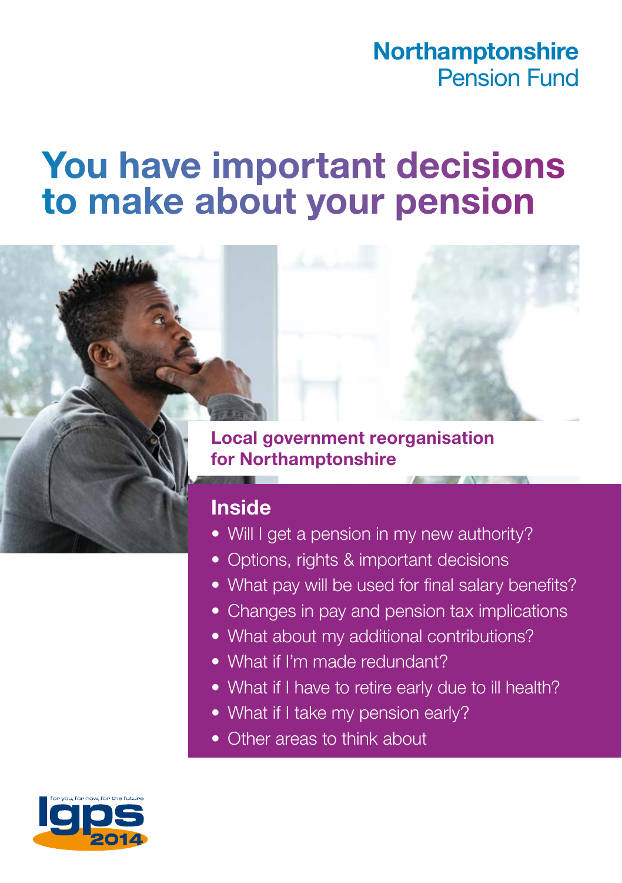Northamptonshire
Pension Fund

# You have important decisions to make about your pension

## Local government reorganisation for Northamptonshire

### Inside

- Will I get a pension in my new authority?
- Options, rights & important decisions
- What pay will be used for final salary benefits?
- Changes in pay and pension tax implications
- What about my additional contributions?
- What if I'm made redundant?
- What if I have to retire early due to ill health?
- What if I take my pension early?
- Other areas to think about

for you, for now, for the future
lgps 2014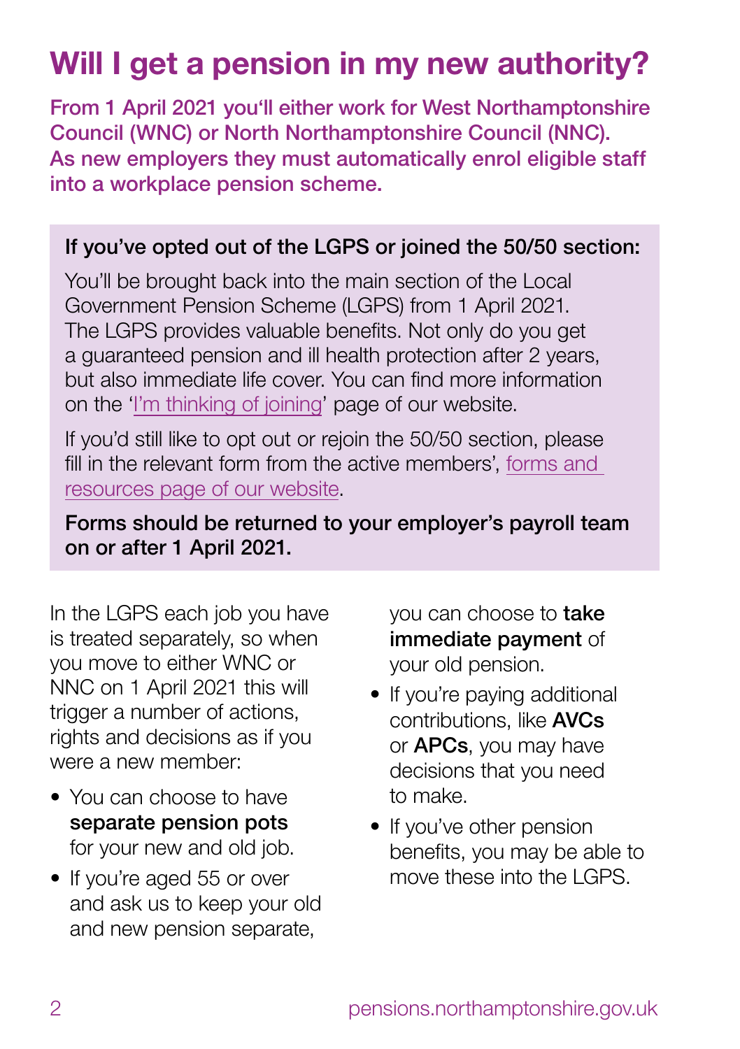# Will I get a pension in my new authority?

**From 1 April 2021 you'll either work for West Northamptonshire Council (WNC) or North Northamptonshire Council (NNC). As new employers they must automatically enrol eligible staff into a workplace pension scheme.**

**If you've opted out of the LGPS or joined the 50/50 section:**

You'll be brought back into the main section of the Local Government Pension Scheme (LGPS) from 1 April 2021. The LGPS provides valuable benefits. Not only do you get a guaranteed pension and ill health protection after 2 years, but also immediate life cover. You can find more information on the 'I'm thinking of joining' page of our website.

If you'd still like to opt out or rejoin the 50/50 section, please fill in the relevant form from the active members', forms and resources page of our website.

**Forms should be returned to your employer's payroll team on or after 1 April 2021.**

In the LGPS each job you have is treated separately, so when you move to either WNC or NNC on 1 April 2021 this will trigger a number of actions, rights and decisions as if you were a new member:

- You can choose to have **separate pension pots** for your new and old job.
- If you're aged 55 or over and ask us to keep your old and new pension separate, you can choose to **take immediate payment** of your old pension.
- If you're paying additional contributions, like **AVCs** or **APCs**, you may have decisions that you need to make.
- If you've other pension benefits, you may be able to move these into the LGPS.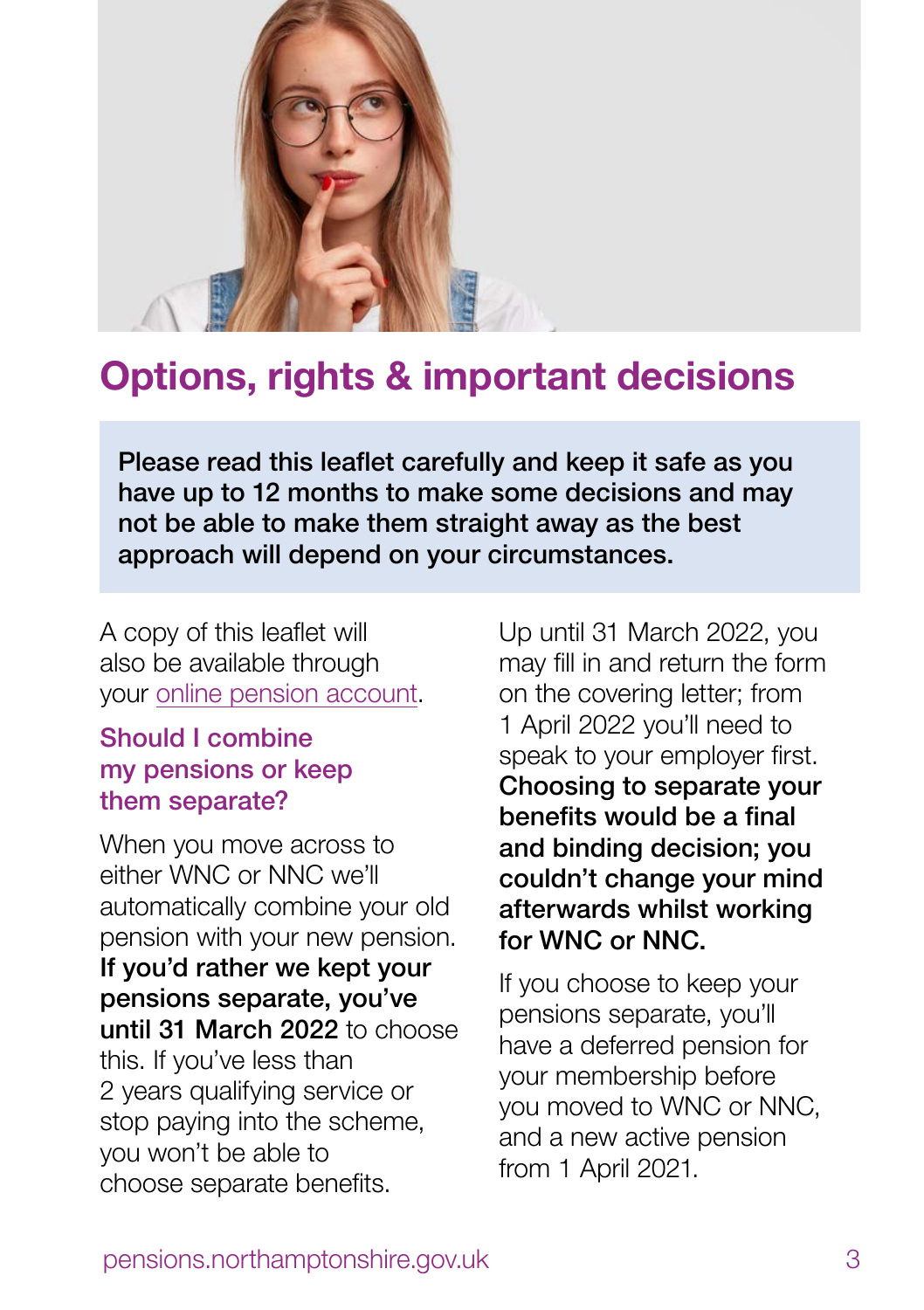# Options, rights & important decisions

**Please read this leaflet carefully and keep it safe as you have up to 12 months to make some decisions and may not be able to make them straight away as the best approach will depend on your circumstances.**

A copy of this leaflet will also be available through your online pension account.

## Should I combine my pensions or keep them separate?

When you move across to either WNC or NNC we'll automatically combine your old pension with your new pension. **If you'd rather we kept your pensions separate, you've until 31 March 2022** to choose this. If you've less than 2 years qualifying service or stop paying into the scheme, you won't be able to choose separate benefits.

Up until 31 March 2022, you may fill in and return the form on the covering letter; from 1 April 2022 you'll need to speak to your employer first. **Choosing to separate your benefits would be a final and binding decision; you couldn't change your mind afterwards whilst working for WNC or NNC.**

If you choose to keep your pensions separate, you'll have a deferred pension for your membership before you moved to WNC or NNC, and a new active pension from 1 April 2021.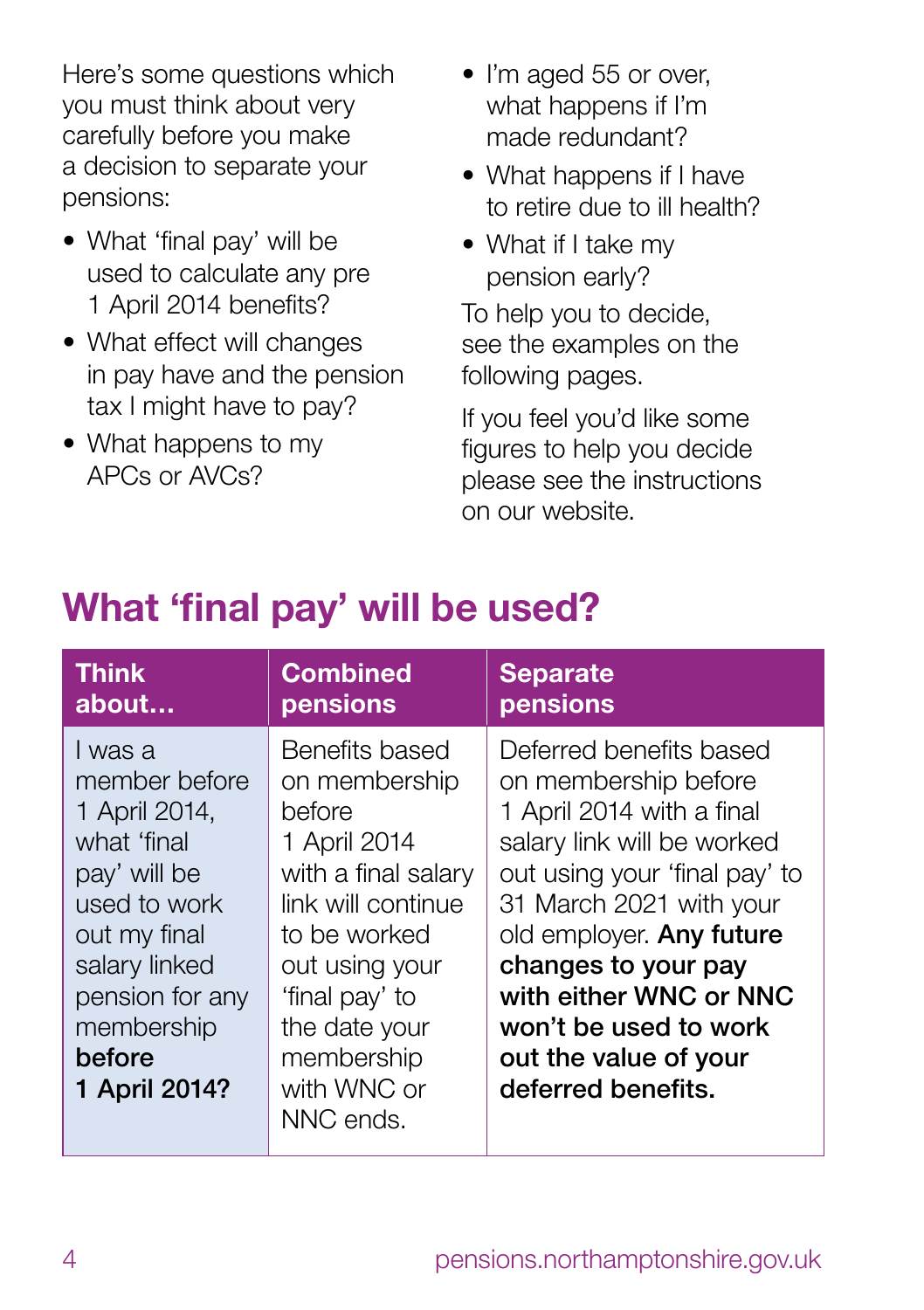Here's some questions which you must think about very carefully before you make a decision to separate your pensions:

- What 'final pay' will be used to calculate any pre 1 April 2014 benefits?
- What effect will changes in pay have and the pension tax I might have to pay?
- What happens to my APCs or AVCs?
- I'm aged 55 or over, what happens if I'm made redundant?
- What happens if I have to retire due to ill health?
- What if I take my pension early?

To help you to decide, see the examples on the following pages.

If you feel you'd like some figures to help you decide please see the instructions on our website.

## What 'final pay' will be used?

| Think about… | Combined pensions | Separate pensions |
|---|---|---|
| I was a member before 1 April 2014, what 'final pay' will be used to work out my final salary linked pension for any membership **before 1 April 2014?** | Benefits based on membership before 1 April 2014 with a final salary link will continue to be worked out using your 'final pay' to the date your membership with WNC or NNC ends. | Deferred benefits based on membership before 1 April 2014 with a final salary link will be worked out using your 'final pay' to 31 March 2021 with your old employer. **Any future changes to your pay with either WNC or NNC won't be used to work out the value of your deferred benefits.** |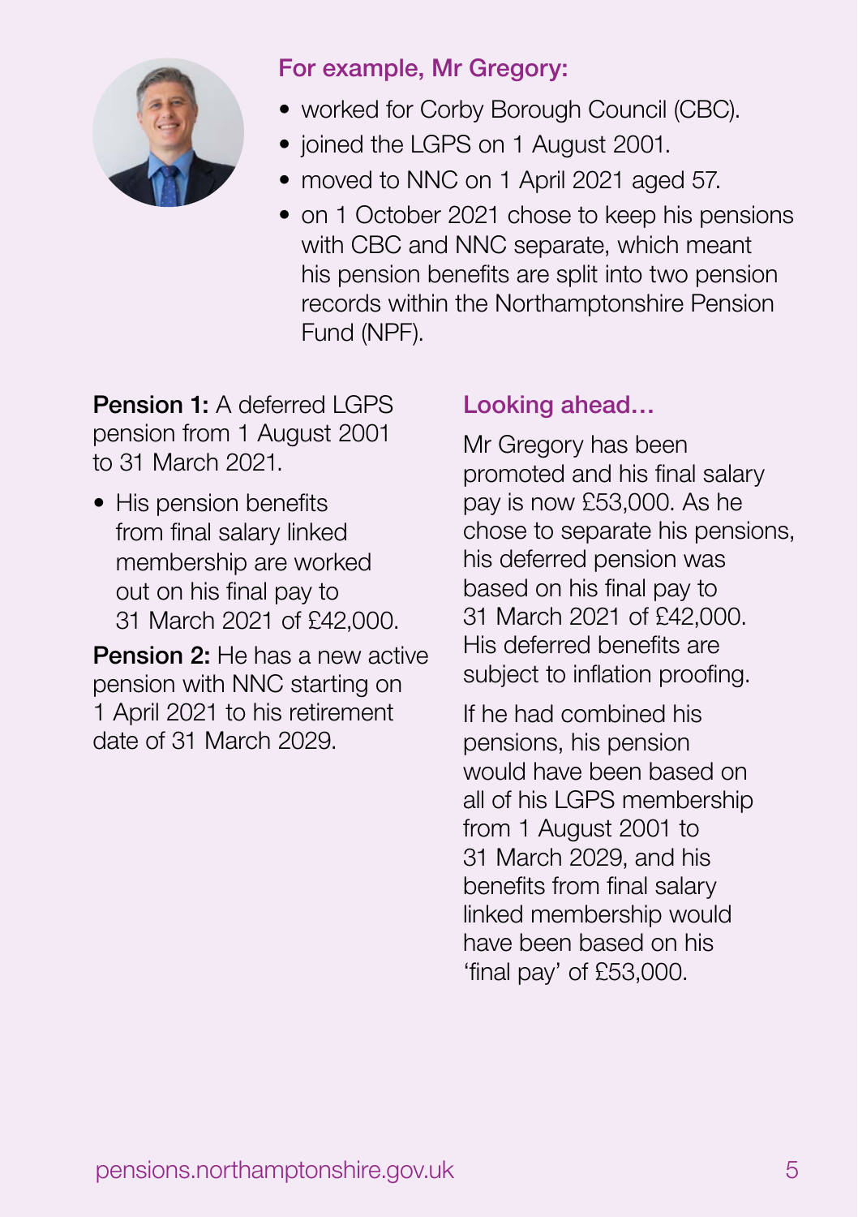### For example, Mr Gregory:

- worked for Corby Borough Council (CBC).
- joined the LGPS on 1 August 2001.
- moved to NNC on 1 April 2021 aged 57.
- on 1 October 2021 chose to keep his pensions with CBC and NNC separate, which meant his pension benefits are split into two pension records within the Northamptonshire Pension Fund (NPF).

**Pension 1:** A deferred LGPS pension from 1 August 2001 to 31 March 2021.

- His pension benefits from final salary linked membership are worked out on his final pay to 31 March 2021 of £42,000.

**Pension 2:** He has a new active pension with NNC starting on 1 April 2021 to his retirement date of 31 March 2029.

### Looking ahead…

Mr Gregory has been promoted and his final salary pay is now £53,000. As he chose to separate his pensions, his deferred pension was based on his final pay to 31 March 2021 of £42,000. His deferred benefits are subject to inflation proofing.

If he had combined his pensions, his pension would have been based on all of his LGPS membership from 1 August 2001 to 31 March 2029, and his benefits from final salary linked membership would have been based on his 'final pay' of £53,000.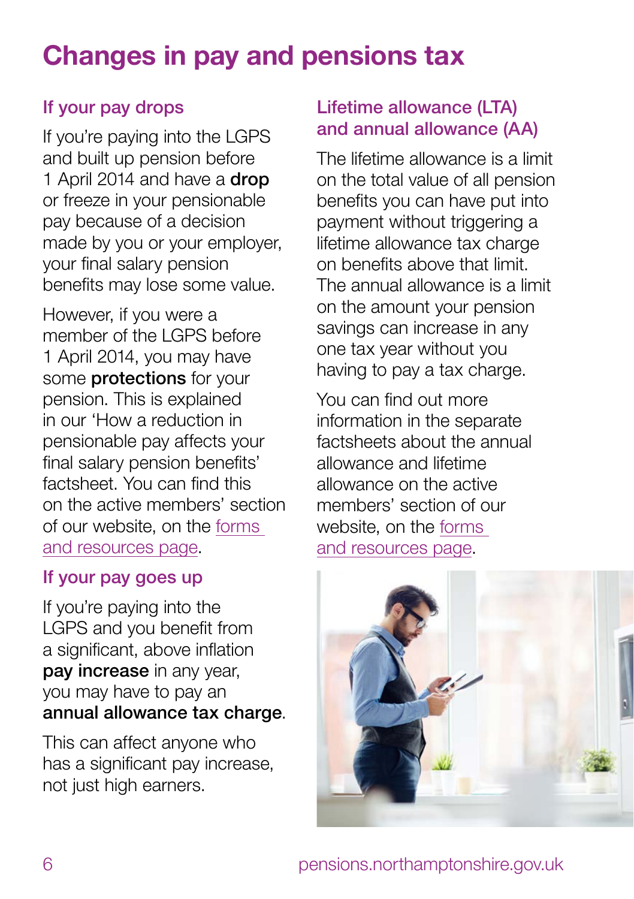# Changes in pay and pensions tax

## If your pay drops

If you're paying into the LGPS and built up pension before 1 April 2014 and have a **drop** or freeze in your pensionable pay because of a decision made by you or your employer, your final salary pension benefits may lose some value.

However, if you were a member of the LGPS before 1 April 2014, you may have some **protections** for your pension. This is explained in our 'How a reduction in pensionable pay affects your final salary pension benefits' factsheet. You can find this on the active members' section of our website, on the forms and resources page.

## If your pay goes up

If you're paying into the LGPS and you benefit from a significant, above inflation **pay increase** in any year, you may have to pay an **annual allowance tax charge**.

This can affect anyone who has a significant pay increase, not just high earners.

## Lifetime allowance (LTA) and annual allowance (AA)

The lifetime allowance is a limit on the total value of all pension benefits you can have put into payment without triggering a lifetime allowance tax charge on benefits above that limit. The annual allowance is a limit on the amount your pension savings can increase in any one tax year without you having to pay a tax charge.

You can find out more information in the separate factsheets about the annual allowance and lifetime allowance on the active members' section of our website, on the forms and resources page.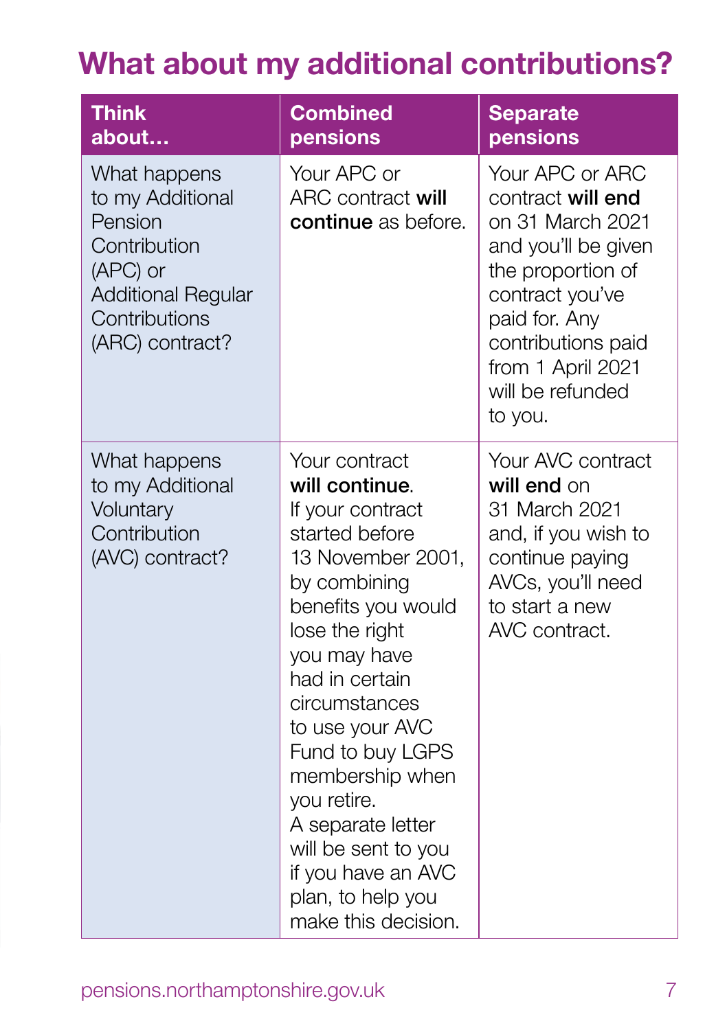# What about my additional contributions?

| Think about… | Combined pensions | Separate pensions |
|---|---|---|
| What happens to my Additional Pension Contribution (APC) or Additional Regular Contributions (ARC) contract? | Your APC or ARC contract **will continue** as before. | Your APC or ARC contract **will end** on 31 March 2021 and you'll be given the proportion of contract you've paid for. Any contributions paid from 1 April 2021 will be refunded to you. |
| What happens to my Additional Voluntary Contribution (AVC) contract? | Your contract **will continue**. If your contract started before 13 November 2001, by combining benefits you would lose the right you may have had in certain circumstances to use your AVC Fund to buy LGPS membership when you retire. A separate letter will be sent to you if you have an AVC plan, to help you make this decision. | Your AVC contract **will end** on 31 March 2021 and, if you wish to continue paying AVCs, you'll need to start a new AVC contract. |

pensions.northamptonshire.gov.uk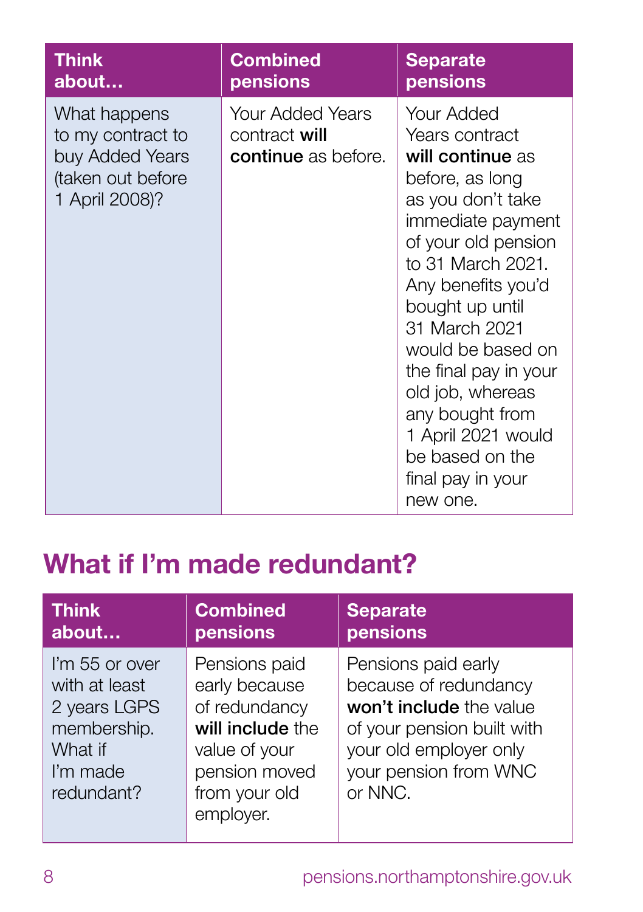| Think about… | Combined pensions | Separate pensions |
|---|---|---|
| What happens to my contract to buy Added Years (taken out before 1 April 2008)? | Your Added Years contract **will continue** as before. | Your Added Years contract **will continue** as before, as long as you don't take immediate payment of your old pension to 31 March 2021. Any benefits you'd bought up until 31 March 2021 would be based on the final pay in your old job, whereas any bought from 1 April 2021 would be based on the final pay in your new one. |

## What if I'm made redundant?

| Think about… | Combined pensions | Separate pensions |
|---|---|---|
| I'm 55 or over with at least 2 years LGPS membership. What if I'm made redundant? | Pensions paid early because of redundancy **will include** the value of your pension moved from your old employer. | Pensions paid early because of redundancy **won't include** the value of your pension built with your old employer only your pension from WNC or NNC. |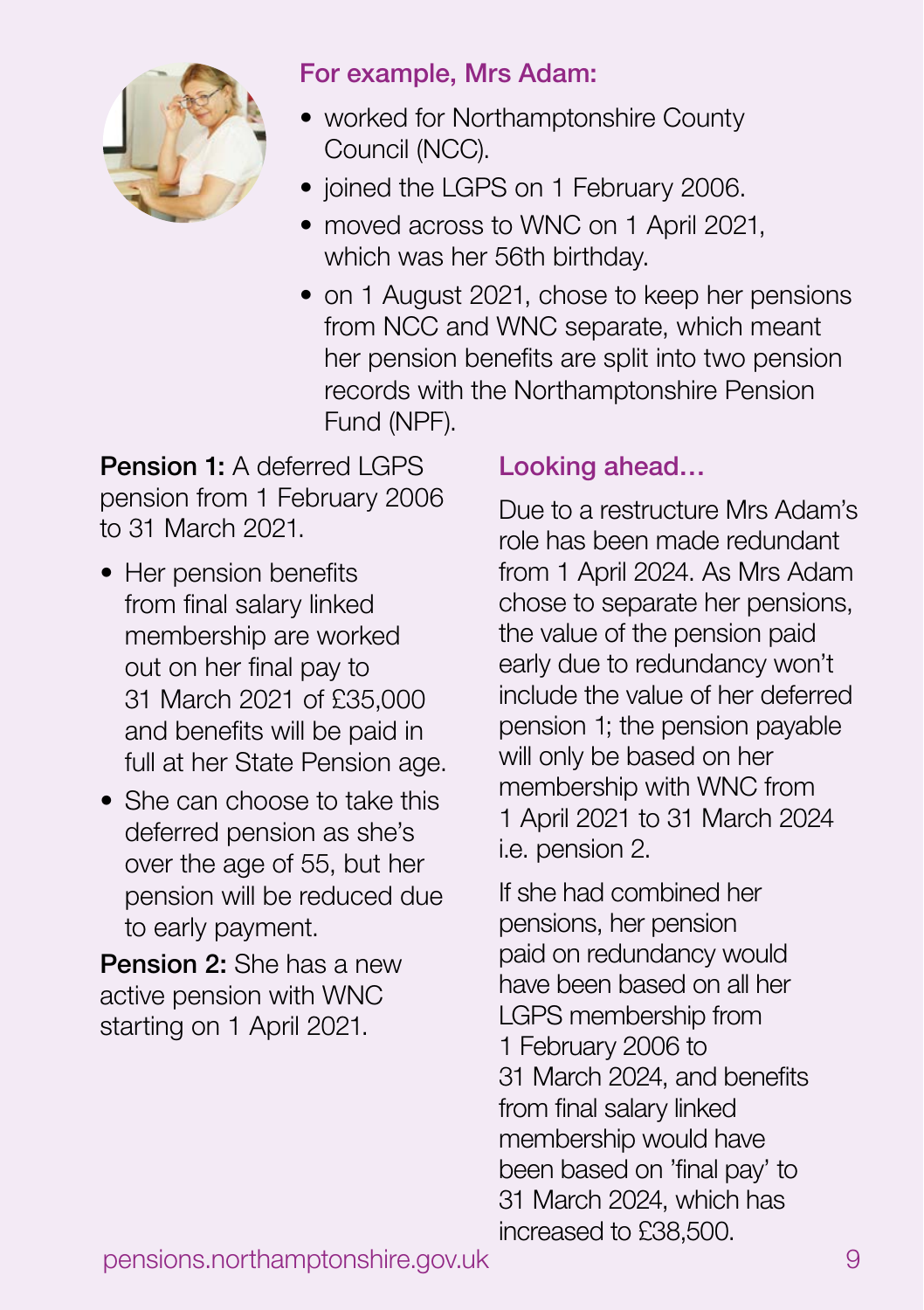### For example, Mrs Adam:

- worked for Northamptonshire County Council (NCC).
- joined the LGPS on 1 February 2006.
- moved across to WNC on 1 April 2021, which was her 56th birthday.
- on 1 August 2021, chose to keep her pensions from NCC and WNC separate, which meant her pension benefits are split into two pension records with the Northamptonshire Pension Fund (NPF).

**Pension 1:** A deferred LGPS pension from 1 February 2006 to 31 March 2021.

- Her pension benefits from final salary linked membership are worked out on her final pay to 31 March 2021 of £35,000 and benefits will be paid in full at her State Pension age.
- She can choose to take this deferred pension as she's over the age of 55, but her pension will be reduced due to early payment.

**Pension 2:** She has a new active pension with WNC starting on 1 April 2021.

### Looking ahead…

Due to a restructure Mrs Adam's role has been made redundant from 1 April 2024. As Mrs Adam chose to separate her pensions, the value of the pension paid early due to redundancy won't include the value of her deferred pension 1; the pension payable will only be based on her membership with WNC from 1 April 2021 to 31 March 2024 i.e. pension 2.

If she had combined her pensions, her pension paid on redundancy would have been based on all her LGPS membership from 1 February 2006 to 31 March 2024, and benefits from final salary linked membership would have been based on 'final pay' to 31 March 2024, which has increased to £38,500.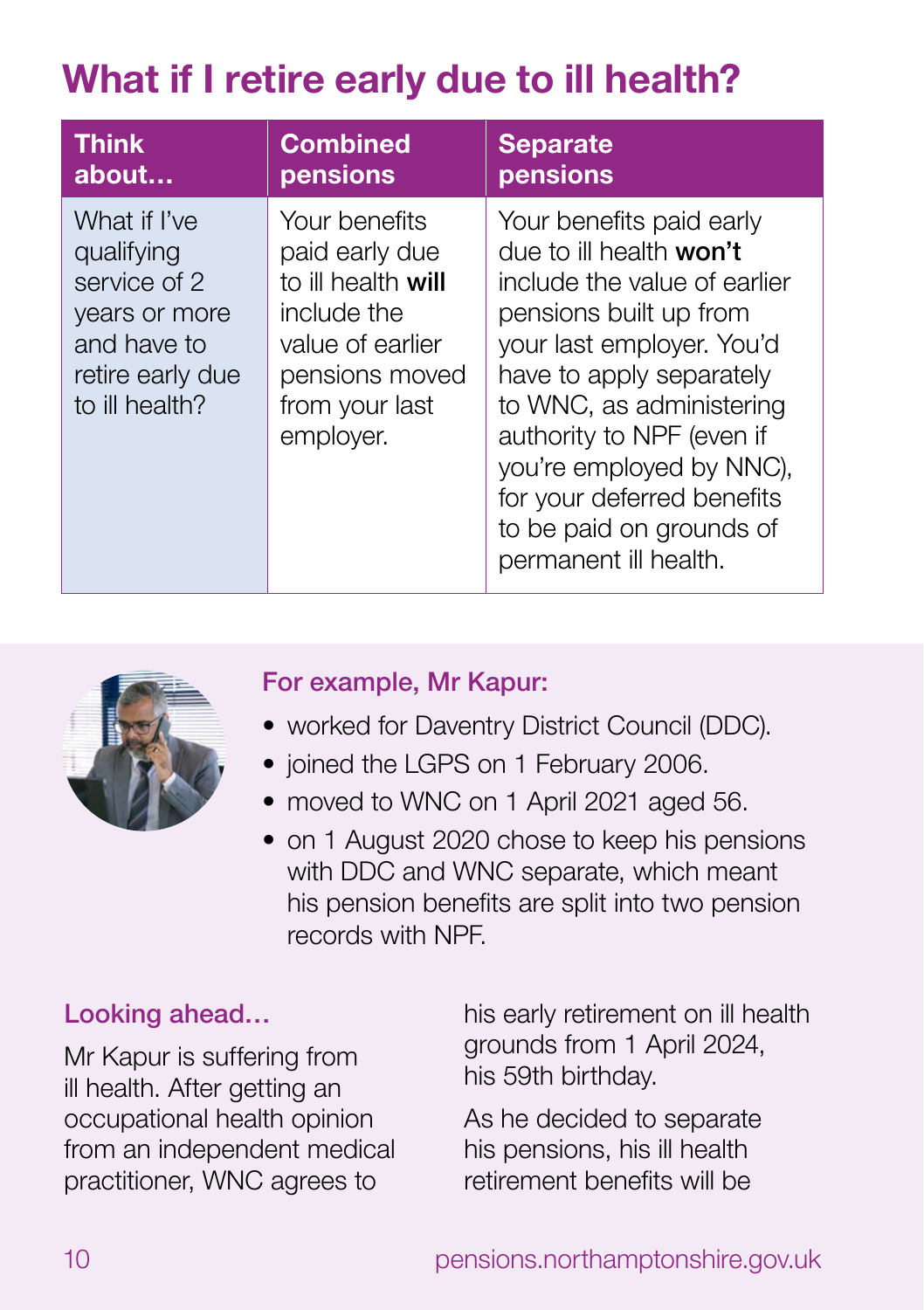# What if I retire early due to ill health?

| Think about… | Combined pensions | Separate pensions |
|---|---|---|
| What if I've qualifying service of 2 years or more and have to retire early due to ill health? | Your benefits paid early due to ill health **will** include the value of earlier pensions moved from your last employer. | Your benefits paid early due to ill health **won't** include the value of earlier pensions built up from your last employer. You'd have to apply separately to WNC, as administering authority to NPF (even if you're employed by NNC), for your deferred benefits to be paid on grounds of permanent ill health. |

### For example, Mr Kapur:

- worked for Daventry District Council (DDC).
- joined the LGPS on 1 February 2006.
- moved to WNC on 1 April 2021 aged 56.
- on 1 August 2020 chose to keep his pensions with DDC and WNC separate, which meant his pension benefits are split into two pension records with NPF.

### Looking ahead…

Mr Kapur is suffering from ill health. After getting an occupational health opinion from an independent medical practitioner, WNC agrees to his early retirement on ill health grounds from 1 April 2024, his 59th birthday.

As he decided to separate his pensions, his ill health retirement benefits will be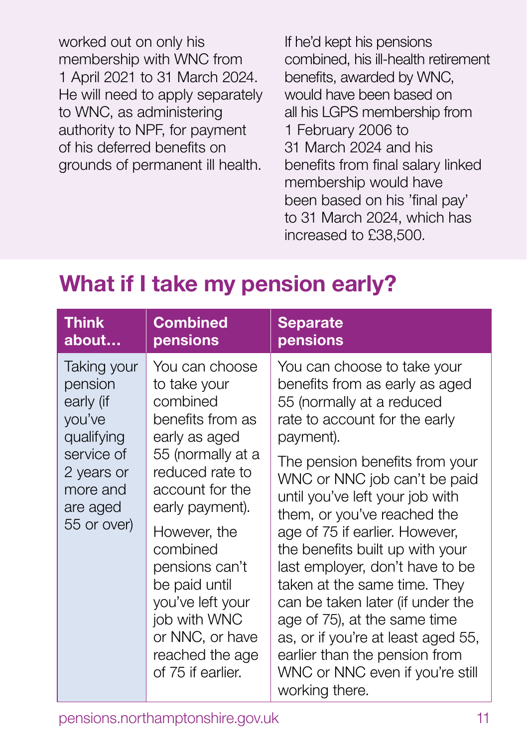worked out on only his membership with WNC from 1 April 2021 to 31 March 2024. He will need to apply separately to WNC, as administering authority to NPF, for payment of his deferred benefits on grounds of permanent ill health.

If he'd kept his pensions combined, his ill-health retirement benefits, awarded by WNC, would have been based on all his LGPS membership from 1 February 2006 to 31 March 2024 and his benefits from final salary linked membership would have been based on his 'final pay' to 31 March 2024, which has increased to £38,500.

## What if I take my pension early?

| Think about… | Combined pensions | Separate pensions |
|---|---|---|
| Taking your pension early (if you've qualifying service of 2 years or more and are aged 55 or over) | You can choose to take your combined benefits from as early as aged 55 (normally at a reduced rate to account for the early payment).<br><br>However, the combined pensions can't be paid until you've left your job with WNC or NNC, or have reached the age of 75 if earlier. | You can choose to take your benefits from as early as aged 55 (normally at a reduced rate to account for the early payment).<br><br>The pension benefits from your WNC or NNC job can't be paid until you've left your job with them, or you've reached the age of 75 if earlier. However, the benefits built up with your last employer, don't have to be taken at the same time. They can be taken later (if under the age of 75), at the same time as, or if you're at least aged 55, earlier than the pension from WNC or NNC even if you're still working there. |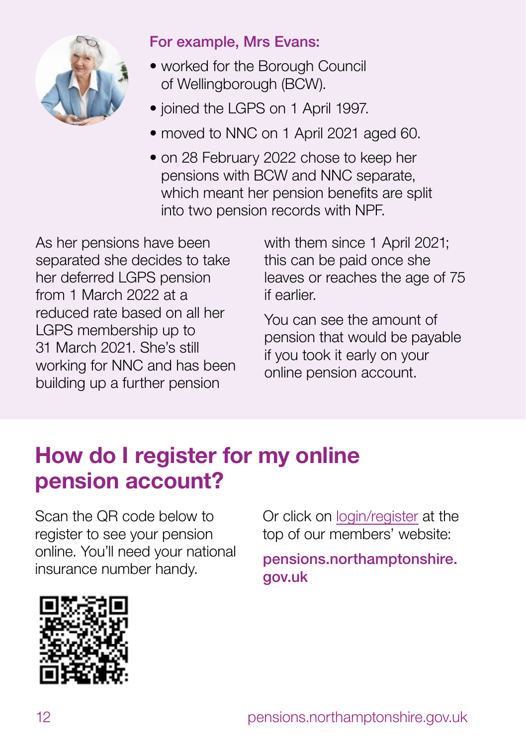**For example, Mrs Evans:**

- worked for the Borough Council of Wellingborough (BCW).
- joined the LGPS on 1 April 1997.
- moved to NNC on 1 April 2021 aged 60.
- on 28 February 2022 chose to keep her pensions with BCW and NNC separate, which meant her pension benefits are split into two pension records with NPF.

As her pensions have been separated she decides to take her deferred LGPS pension from 1 March 2022 at a reduced rate based on all her LGPS membership up to 31 March 2021. She's still working for NNC and has been building up a further pension with them since 1 April 2021; this can be paid once she leaves or reaches the age of 75 if earlier.

You can see the amount of pension that would be payable if you took it early on your online pension account.

## How do I register for my online pension account?

Scan the QR code below to register to see your pension online. You'll need your national insurance number handy.

Or click on login/register at the top of our members' website:

**pensions.northamptonshire.gov.uk**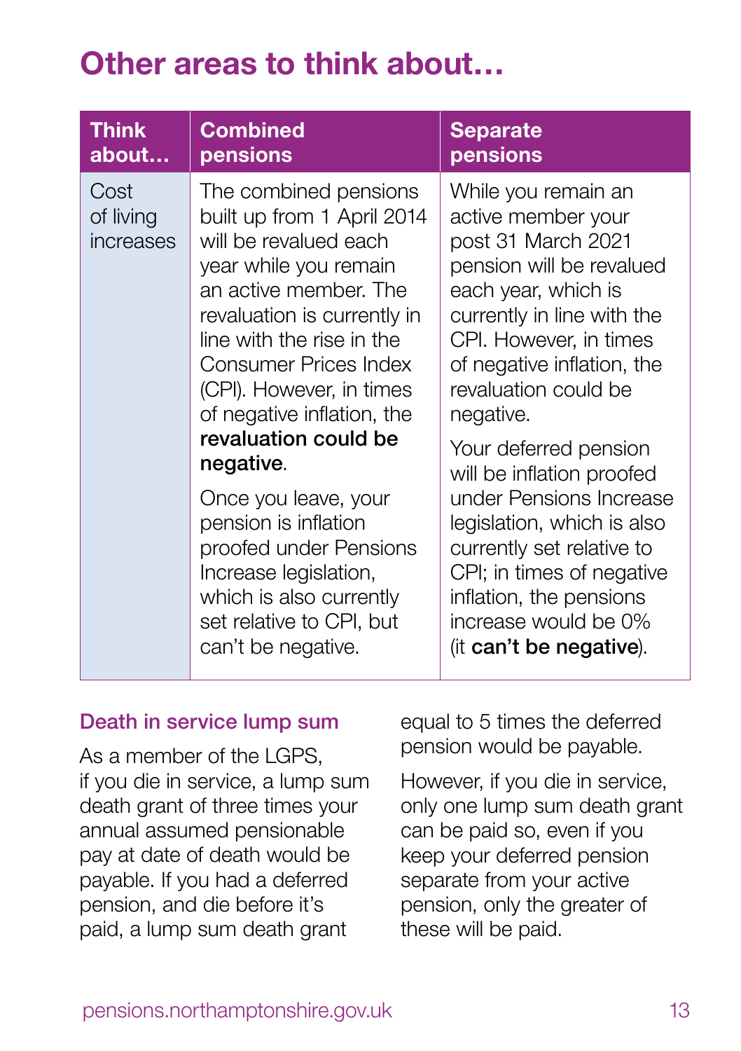# Other areas to think about…

| Think about… | Combined pensions | Separate pensions |
|---|---|---|
| Cost of living increases | The combined pensions built up from 1 April 2014 will be revalued each year while you remain an active member. The revaluation is currently in line with the rise in the Consumer Prices Index (CPI). However, in times of negative inflation, the **revaluation could be negative**.<br><br>Once you leave, your pension is inflation proofed under Pensions Increase legislation, which is also currently set relative to CPI, but can't be negative. | While you remain an active member your post 31 March 2021 pension will be revalued each year, which is currently in line with the CPI. However, in times of negative inflation, the revaluation could be negative.<br><br>Your deferred pension will be inflation proofed under Pensions Increase legislation, which is also currently set relative to CPI; in times of negative inflation, the pensions increase would be 0% (it **can't be negative**). |

### Death in service lump sum

As a member of the LGPS, if you die in service, a lump sum death grant of three times your annual assumed pensionable pay at date of death would be payable. If you had a deferred pension, and die before it's paid, a lump sum death grant equal to 5 times the deferred pension would be payable.

However, if you die in service, only one lump sum death grant can be paid so, even if you keep your deferred pension separate from your active pension, only the greater of these will be paid.

pensions.northamptonshire.gov.uk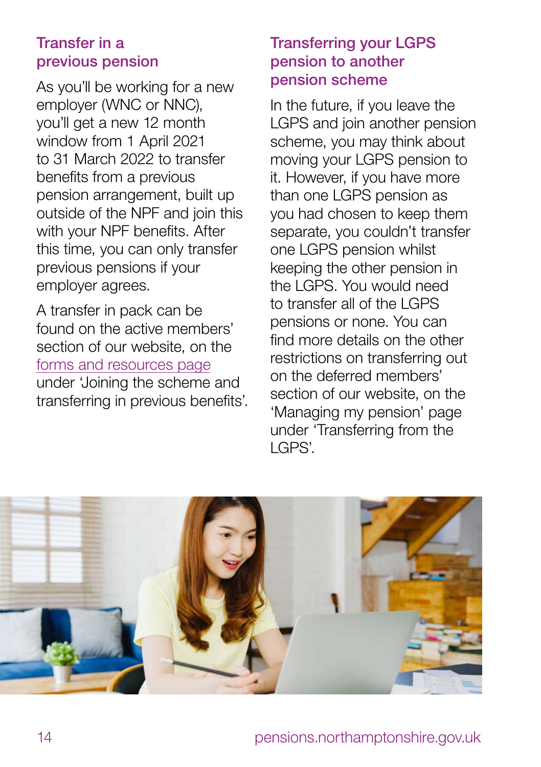## Transfer in a previous pension

As you'll be working for a new employer (WNC or NNC), you'll get a new 12 month window from 1 April 2021 to 31 March 2022 to transfer benefits from a previous pension arrangement, built up outside of the NPF and join this with your NPF benefits. After this time, you can only transfer previous pensions if your employer agrees.

A transfer in pack can be found on the active members' section of our website, on the forms and resources page under 'Joining the scheme and transferring in previous benefits'.

## Transferring your LGPS pension to another pension scheme

In the future, if you leave the LGPS and join another pension scheme, you may think about moving your LGPS pension to it. However, if you have more than one LGPS pension as you had chosen to keep them separate, you couldn't transfer one LGPS pension whilst keeping the other pension in the LGPS. You would need to transfer all of the LGPS pensions or none. You can find more details on the other restrictions on transferring out on the deferred members' section of our website, on the 'Managing my pension' page under 'Transferring from the LGPS'.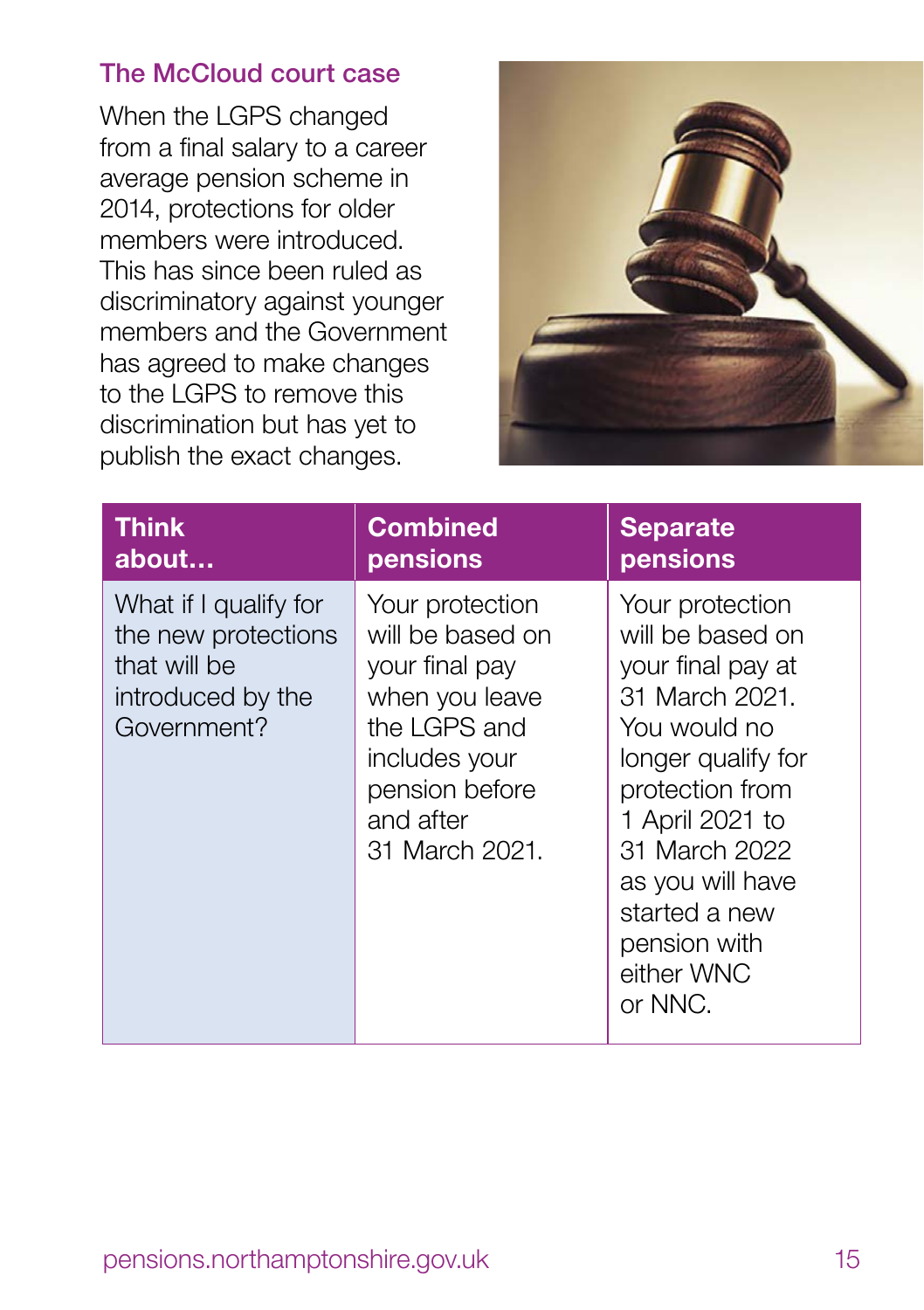## The McCloud court case

When the LGPS changed from a final salary to a career average pension scheme in 2014, protections for older members were introduced. This has since been ruled as discriminatory against younger members and the Government has agreed to make changes to the LGPS to remove this discrimination but has yet to publish the exact changes.

| Think about... | Combined pensions | Separate pensions |
|---|---|---|
| What if I qualify for the new protections that will be introduced by the Government? | Your protection will be based on your final pay when you leave the LGPS and includes your pension before and after 31 March 2021. | Your protection will be based on your final pay at 31 March 2021. You would no longer qualify for protection from 1 April 2021 to 31 March 2022 as you will have started a new pension with either WNC or NNC. |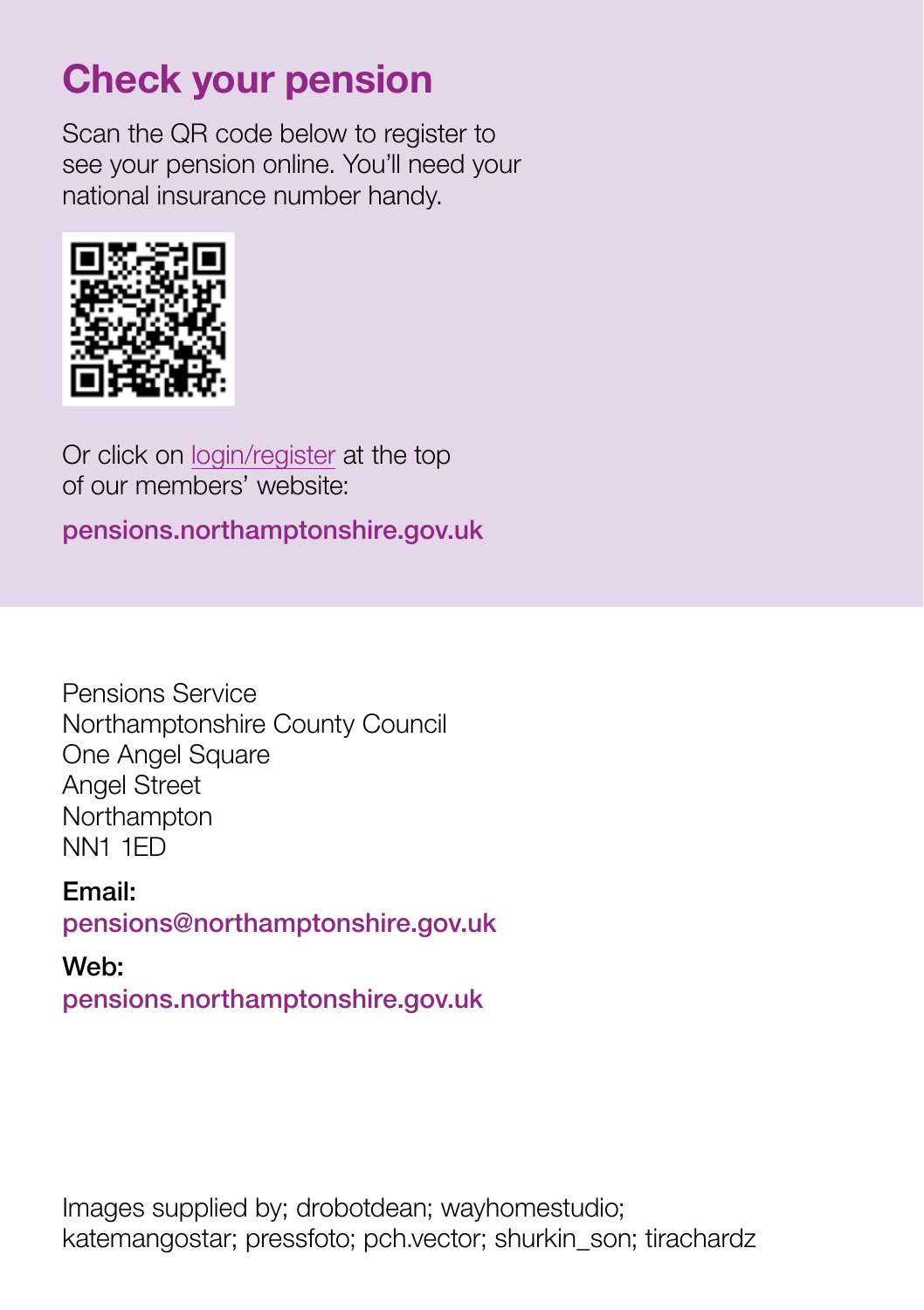# Check your pension

Scan the QR code below to register to see your pension online. You'll need your national insurance number handy.

Or click on login/register at the top of our members' website:

**pensions.northamptonshire.gov.uk**

Pensions Service
Northamptonshire County Council
One Angel Square
Angel Street
Northampton
NN1 1ED

**Email:**
**pensions@northamptonshire.gov.uk**

**Web:**
**pensions.northamptonshire.gov.uk**

Images supplied by; drobotdean; wayhomestudio; katemangostar; pressfoto; pch.vector; shurkin_son; tirachardz